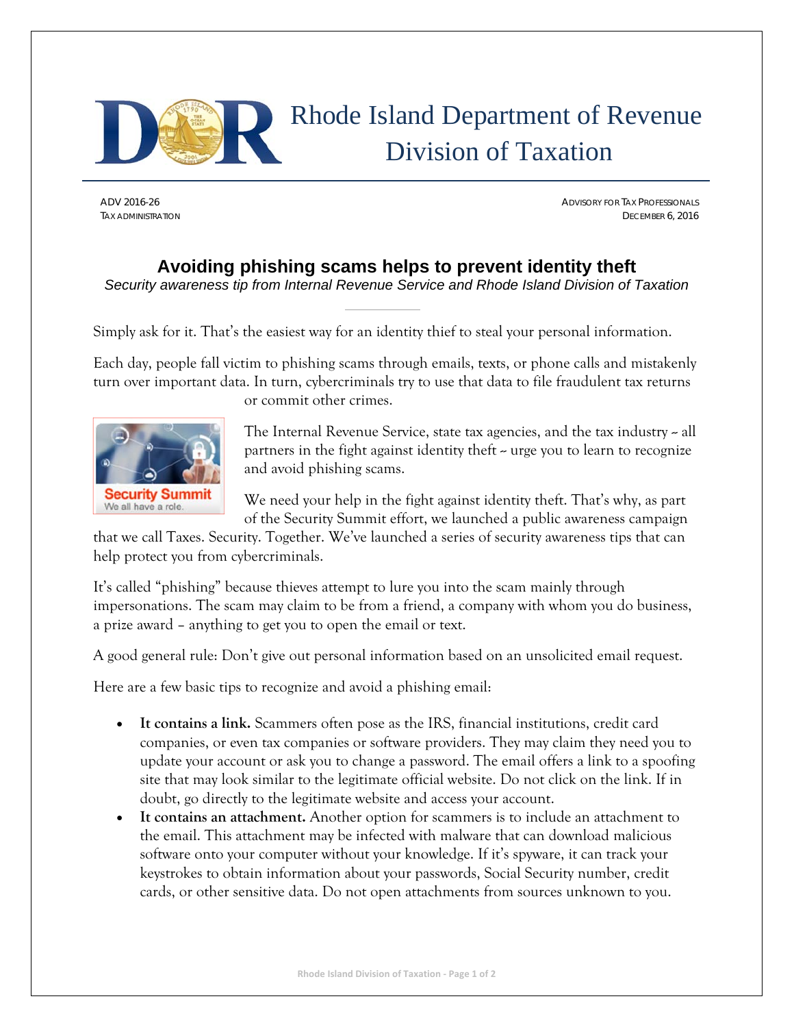# Rhode Island Department of Revenue Division of Taxation

ADV 2016-26
TAX ADMINISTRATION

ADVISORY FOR TAX PROFESSIONALS
DECEMBER 6, 2016

## Avoiding phishing scams helps to prevent identity theft

*Security awareness tip from Internal Revenue Service and Rhode Island Division of Taxation*

Simply ask for it. That's the easiest way for an identity thief to steal your personal information.

Each day, people fall victim to phishing scams through emails, texts, or phone calls and mistakenly turn over important data. In turn, cybercriminals try to use that data to file fraudulent tax returns or commit other crimes.

Security Summit
We all have a role.

The Internal Revenue Service, state tax agencies, and the tax industry -- all partners in the fight against identity theft -- urge you to learn to recognize and avoid phishing scams.

We need your help in the fight against identity theft. That's why, as part of the Security Summit effort, we launched a public awareness campaign that we call Taxes. Security. Together. We've launched a series of security awareness tips that can help protect you from cybercriminals.

It's called "phishing" because thieves attempt to lure you into the scam mainly through impersonations. The scam may claim to be from a friend, a company with whom you do business, a prize award – anything to get you to open the email or text.

A good general rule: Don't give out personal information based on an unsolicited email request.

Here are a few basic tips to recognize and avoid a phishing email:

- **It contains a link.** Scammers often pose as the IRS, financial institutions, credit card companies, or even tax companies or software providers. They may claim they need you to update your account or ask you to change a password. The email offers a link to a spoofing site that may look similar to the legitimate official website. Do not click on the link. If in doubt, go directly to the legitimate website and access your account.
- **It contains an attachment.** Another option for scammers is to include an attachment to the email. This attachment may be infected with malware that can download malicious software onto your computer without your knowledge. If it's spyware, it can track your keystrokes to obtain information about your passwords, Social Security number, credit cards, or other sensitive data. Do not open attachments from sources unknown to you.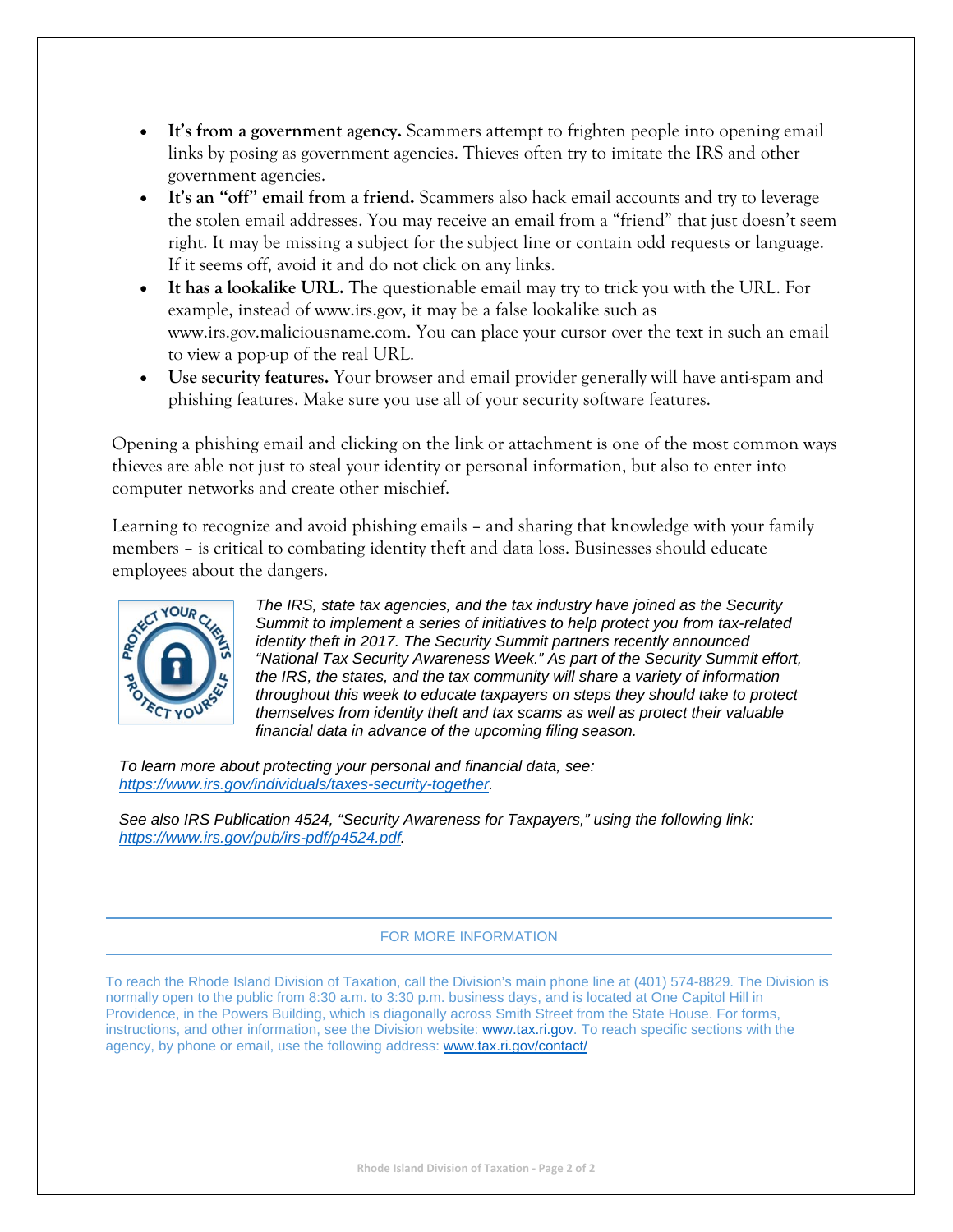- **It's from a government agency.** Scammers attempt to frighten people into opening email links by posing as government agencies. Thieves often try to imitate the IRS and other government agencies.
- **It's an "off" email from a friend.** Scammers also hack email accounts and try to leverage the stolen email addresses. You may receive an email from a "friend" that just doesn't seem right. It may be missing a subject for the subject line or contain odd requests or language. If it seems off, avoid it and do not click on any links.
- **It has a lookalike URL.** The questionable email may try to trick you with the URL. For example, instead of www.irs.gov, it may be a false lookalike such as www.irs.gov.maliciousname.com. You can place your cursor over the text in such an email to view a pop-up of the real URL.
- **Use security features.** Your browser and email provider generally will have anti-spam and phishing features. Make sure you use all of your security software features.

Opening a phishing email and clicking on the link or attachment is one of the most common ways thieves are able not just to steal your identity or personal information, but also to enter into computer networks and create other mischief.

Learning to recognize and avoid phishing emails – and sharing that knowledge with your family members – is critical to combating identity theft and data loss. Businesses should educate employees about the dangers.

*The IRS, state tax agencies, and the tax industry have joined as the Security Summit to implement a series of initiatives to help protect you from tax-related identity theft in 2017. The Security Summit partners recently announced "National Tax Security Awareness Week." As part of the Security Summit effort, the IRS, the states, and the tax community will share a variety of information throughout this week to educate taxpayers on steps they should take to protect themselves from identity theft and tax scams as well as protect their valuable financial data in advance of the upcoming filing season.*

*To learn more about protecting your personal and financial data, see: https://www.irs.gov/individuals/taxes-security-together.*

*See also IRS Publication 4524, "Security Awareness for Taxpayers," using the following link: https://www.irs.gov/pub/irs-pdf/p4524.pdf.*

---

FOR MORE INFORMATION

---

To reach the Rhode Island Division of Taxation, call the Division's main phone line at (401) 574-8829. The Division is normally open to the public from 8:30 a.m. to 3:30 p.m. business days, and is located at One Capitol Hill in Providence, in the Powers Building, which is diagonally across Smith Street from the State House. For forms, instructions, and other information, see the Division website: www.tax.ri.gov. To reach specific sections with the agency, by phone or email, use the following address: www.tax.ri.gov/contact/